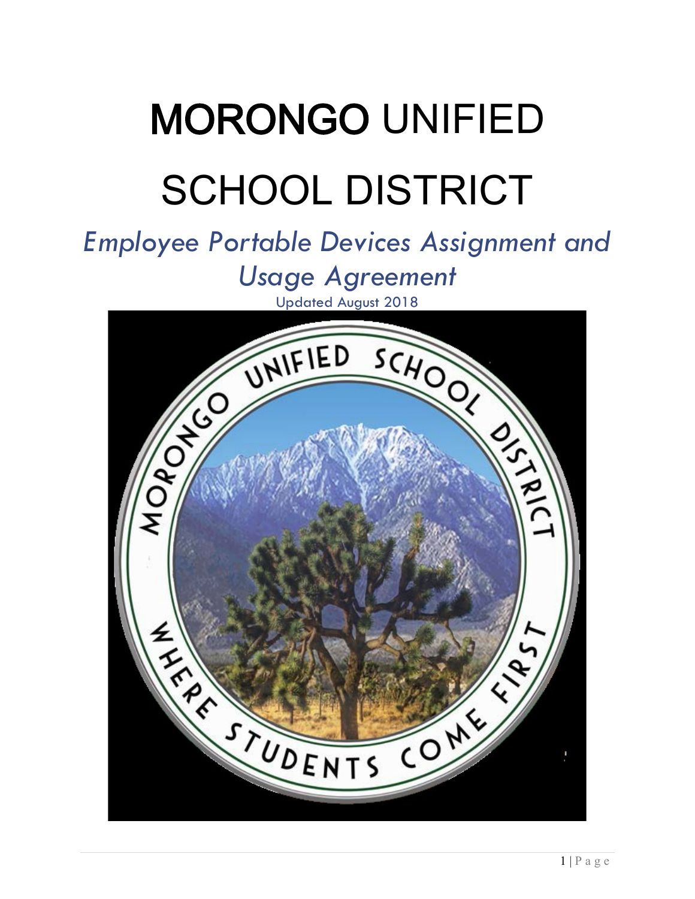# MORONGO UNIFIED SCHOOL DISTRICT

## *Employee Portable Devices Assignment and Usage Agreement*

Updated August 2018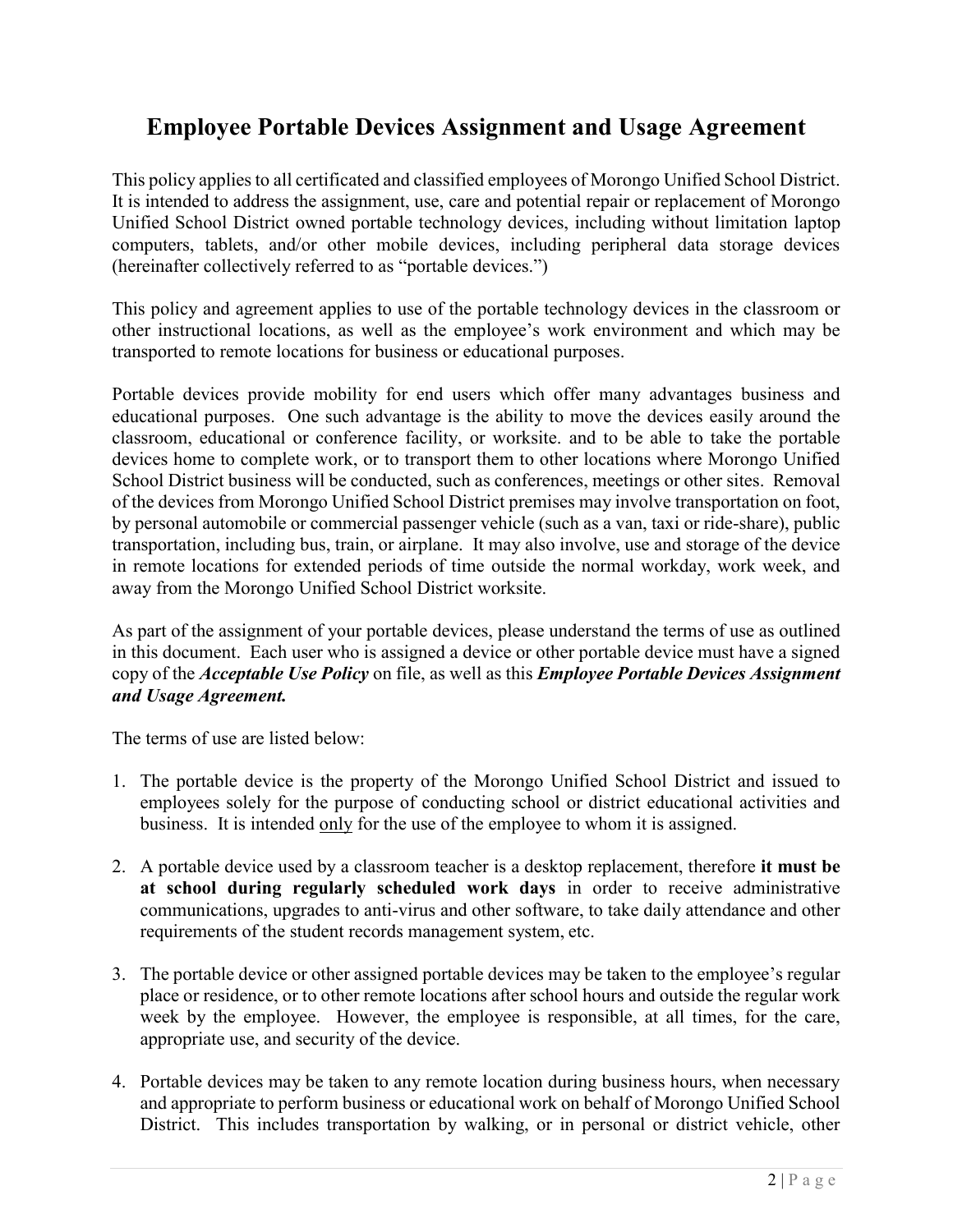# Employee Portable Devices Assignment and Usage Agreement

This policy applies to all certificated and classified employees of Morongo Unified School District. It is intended to address the assignment, use, care and potential repair or replacement of Morongo Unified School District owned portable technology devices, including without limitation laptop computers, tablets, and/or other mobile devices, including peripheral data storage devices (hereinafter collectively referred to as "portable devices.")

This policy and agreement applies to use of the portable technology devices in the classroom or other instructional locations, as well as the employee's work environment and which may be transported to remote locations for business or educational purposes.

Portable devices provide mobility for end users which offer many advantages business and educational purposes. One such advantage is the ability to move the devices easily around the classroom, educational or conference facility, or worksite. and to be able to take the portable devices home to complete work, or to transport them to other locations where Morongo Unified School District business will be conducted, such as conferences, meetings or other sites. Removal of the devices from Morongo Unified School District premises may involve transportation on foot, by personal automobile or commercial passenger vehicle (such as a van, taxi or ride-share), public transportation, including bus, train, or airplane. It may also involve, use and storage of the device in remote locations for extended periods of time outside the normal workday, work week, and away from the Morongo Unified School District worksite.

As part of the assignment of your portable devices, please understand the terms of use as outlined in this document. Each user who is assigned a device or other portable device must have a signed copy of the ***Acceptable Use Policy*** on file, as well as this ***Employee Portable Devices Assignment and Usage Agreement.***

The terms of use are listed below:

1. The portable device is the property of the Morongo Unified School District and issued to employees solely for the purpose of conducting school or district educational activities and business. It is intended <u>only</u> for the use of the employee to whom it is assigned.

2. A portable device used by a classroom teacher is a desktop replacement, therefore **it must be at school during regularly scheduled work days** in order to receive administrative communications, upgrades to anti-virus and other software, to take daily attendance and other requirements of the student records management system, etc.

3. The portable device or other assigned portable devices may be taken to the employee's regular place or residence, or to other remote locations after school hours and outside the regular work week by the employee. However, the employee is responsible, at all times, for the care, appropriate use, and security of the device.

4. Portable devices may be taken to any remote location during business hours, when necessary and appropriate to perform business or educational work on behalf of Morongo Unified School District. This includes transportation by walking, or in personal or district vehicle, other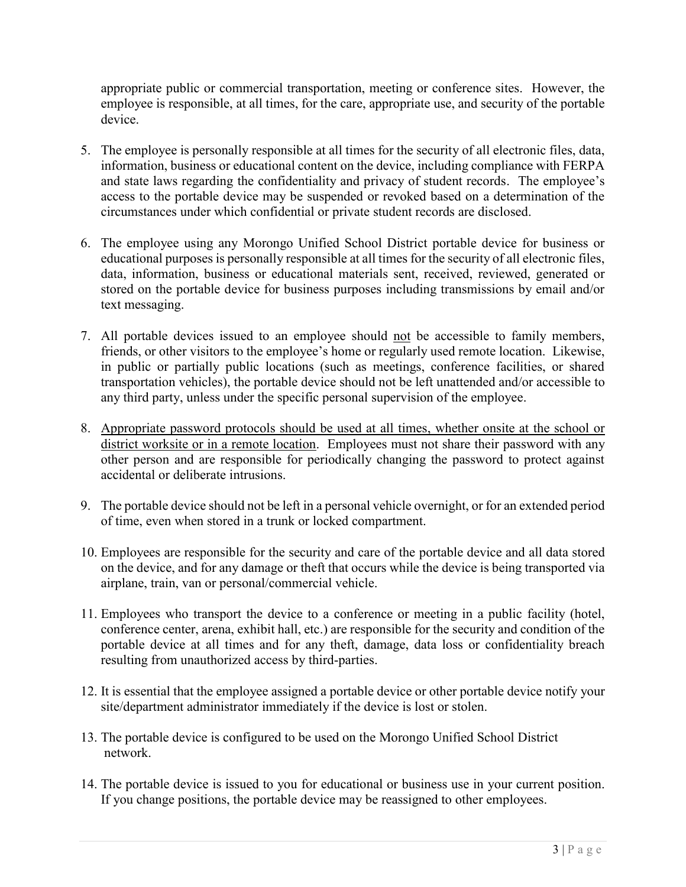appropriate public or commercial transportation, meeting or conference sites. However, the employee is responsible, at all times, for the care, appropriate use, and security of the portable device.

5. The employee is personally responsible at all times for the security of all electronic files, data, information, business or educational content on the device, including compliance with FERPA and state laws regarding the confidentiality and privacy of student records. The employee's access to the portable device may be suspended or revoked based on a determination of the circumstances under which confidential or private student records are disclosed.

6. The employee using any Morongo Unified School District portable device for business or educational purposes is personally responsible at all times for the security of all electronic files, data, information, business or educational materials sent, received, reviewed, generated or stored on the portable device for business purposes including transmissions by email and/or text messaging.

7. All portable devices issued to an employee should <u>not</u> be accessible to family members, friends, or other visitors to the employee's home or regularly used remote location. Likewise, in public or partially public locations (such as meetings, conference facilities, or shared transportation vehicles), the portable device should not be left unattended and/or accessible to any third party, unless under the specific personal supervision of the employee.

8. <u>Appropriate password protocols should be used at all times, whether onsite at the school or district worksite or in a remote location</u>. Employees must not share their password with any other person and are responsible for periodically changing the password to protect against accidental or deliberate intrusions.

9. The portable device should not be left in a personal vehicle overnight, or for an extended period of time, even when stored in a trunk or locked compartment.

10. Employees are responsible for the security and care of the portable device and all data stored on the device, and for any damage or theft that occurs while the device is being transported via airplane, train, van or personal/commercial vehicle.

11. Employees who transport the device to a conference or meeting in a public facility (hotel, conference center, arena, exhibit hall, etc.) are responsible for the security and condition of the portable device at all times and for any theft, damage, data loss or confidentiality breach resulting from unauthorized access by third-parties.

12. It is essential that the employee assigned a portable device or other portable device notify your site/department administrator immediately if the device is lost or stolen.

13. The portable device is configured to be used on the Morongo Unified School District network.

14. The portable device is issued to you for educational or business use in your current position. If you change positions, the portable device may be reassigned to other employees.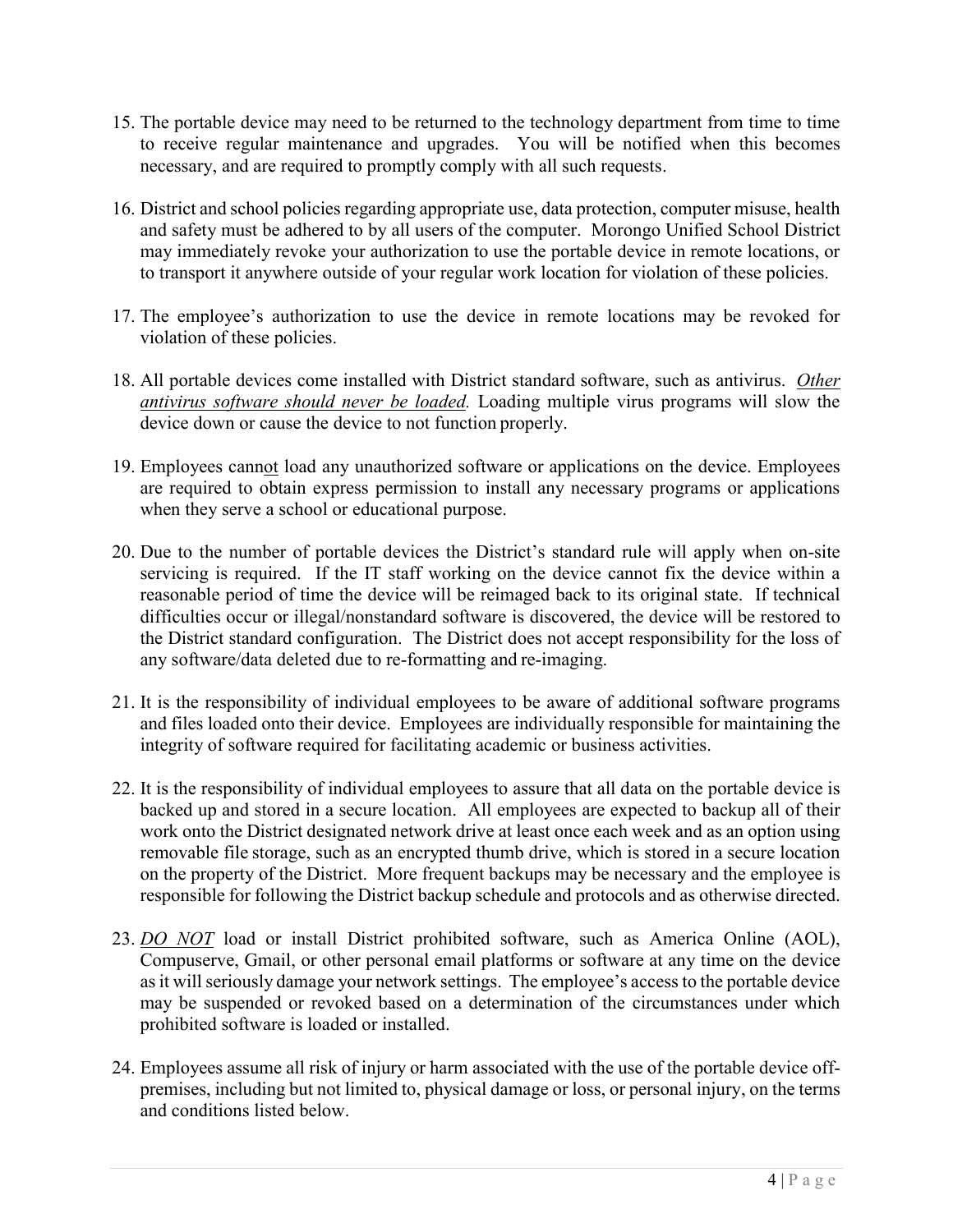15. The portable device may need to be returned to the technology department from time to time to receive regular maintenance and upgrades. You will be notified when this becomes necessary, and are required to promptly comply with all such requests.

16. District and school policies regarding appropriate use, data protection, computer misuse, health and safety must be adhered to by all users of the computer. Morongo Unified School District may immediately revoke your authorization to use the portable device in remote locations, or to transport it anywhere outside of your regular work location for violation of these policies.

17. The employee's authorization to use the device in remote locations may be revoked for violation of these policies.

18. All portable devices come installed with District standard software, such as antivirus. <u>*Other antivirus software should never be loaded.*</u> Loading multiple virus programs will slow the device down or cause the device to not function properly.

19. Employees cann<u>ot</u> load any unauthorized software or applications on the device. Employees are required to obtain express permission to install any necessary programs or applications when they serve a school or educational purpose.

20. Due to the number of portable devices the District's standard rule will apply when on-site servicing is required. If the IT staff working on the device cannot fix the device within a reasonable period of time the device will be reimaged back to its original state. If technical difficulties occur or illegal/nonstandard software is discovered, the device will be restored to the District standard configuration. The District does not accept responsibility for the loss of any software/data deleted due to re-formatting and re-imaging.

21. It is the responsibility of individual employees to be aware of additional software programs and files loaded onto their device. Employees are individually responsible for maintaining the integrity of software required for facilitating academic or business activities.

22. It is the responsibility of individual employees to assure that all data on the portable device is backed up and stored in a secure location. All employees are expected to backup all of their work onto the District designated network drive at least once each week and as an option using removable file storage, such as an encrypted thumb drive, which is stored in a secure location on the property of the District. More frequent backups may be necessary and the employee is responsible for following the District backup schedule and protocols and as otherwise directed.

23. <u>*DO NOT*</u> load or install District prohibited software, such as America Online (AOL), Compuserve, Gmail, or other personal email platforms or software at any time on the device as it will seriously damage your network settings. The employee's access to the portable device may be suspended or revoked based on a determination of the circumstances under which prohibited software is loaded or installed.

24. Employees assume all risk of injury or harm associated with the use of the portable device off-premises, including but not limited to, physical damage or loss, or personal injury, on the terms and conditions listed below.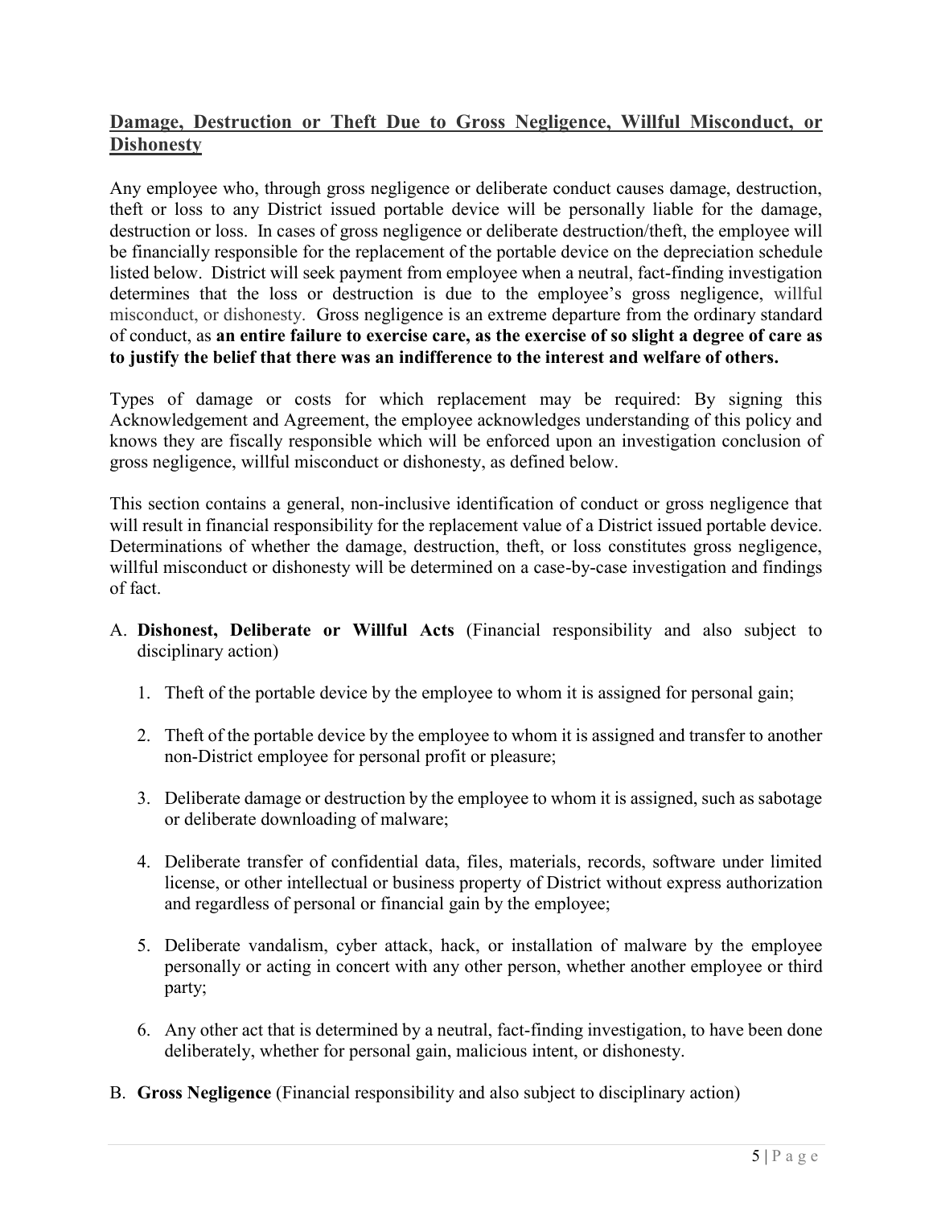## Damage, Destruction or Theft Due to Gross Negligence, Willful Misconduct, or Dishonesty

Any employee who, through gross negligence or deliberate conduct causes damage, destruction, theft or loss to any District issued portable device will be personally liable for the damage, destruction or loss. In cases of gross negligence or deliberate destruction/theft, the employee will be financially responsible for the replacement of the portable device on the depreciation schedule listed below. District will seek payment from employee when a neutral, fact-finding investigation determines that the loss or destruction is due to the employee's gross negligence, willful misconduct, or dishonesty. Gross negligence is an extreme departure from the ordinary standard of conduct, as **an entire failure to exercise care, as the exercise of so slight a degree of care as to justify the belief that there was an indifference to the interest and welfare of others.**

Types of damage or costs for which replacement may be required: By signing this Acknowledgement and Agreement, the employee acknowledges understanding of this policy and knows they are fiscally responsible which will be enforced upon an investigation conclusion of gross negligence, willful misconduct or dishonesty, as defined below.

This section contains a general, non-inclusive identification of conduct or gross negligence that will result in financial responsibility for the replacement value of a District issued portable device. Determinations of whether the damage, destruction, theft, or loss constitutes gross negligence, willful misconduct or dishonesty will be determined on a case-by-case investigation and findings of fact.

A. **Dishonest, Deliberate or Willful Acts** (Financial responsibility and also subject to disciplinary action)

   1. Theft of the portable device by the employee to whom it is assigned for personal gain;

   2. Theft of the portable device by the employee to whom it is assigned and transfer to another non-District employee for personal profit or pleasure;

   3. Deliberate damage or destruction by the employee to whom it is assigned, such as sabotage or deliberate downloading of malware;

   4. Deliberate transfer of confidential data, files, materials, records, software under limited license, or other intellectual or business property of District without express authorization and regardless of personal or financial gain by the employee;

   5. Deliberate vandalism, cyber attack, hack, or installation of malware by the employee personally or acting in concert with any other person, whether another employee or third party;

   6. Any other act that is determined by a neutral, fact-finding investigation, to have been done deliberately, whether for personal gain, malicious intent, or dishonesty.

B. **Gross Negligence** (Financial responsibility and also subject to disciplinary action)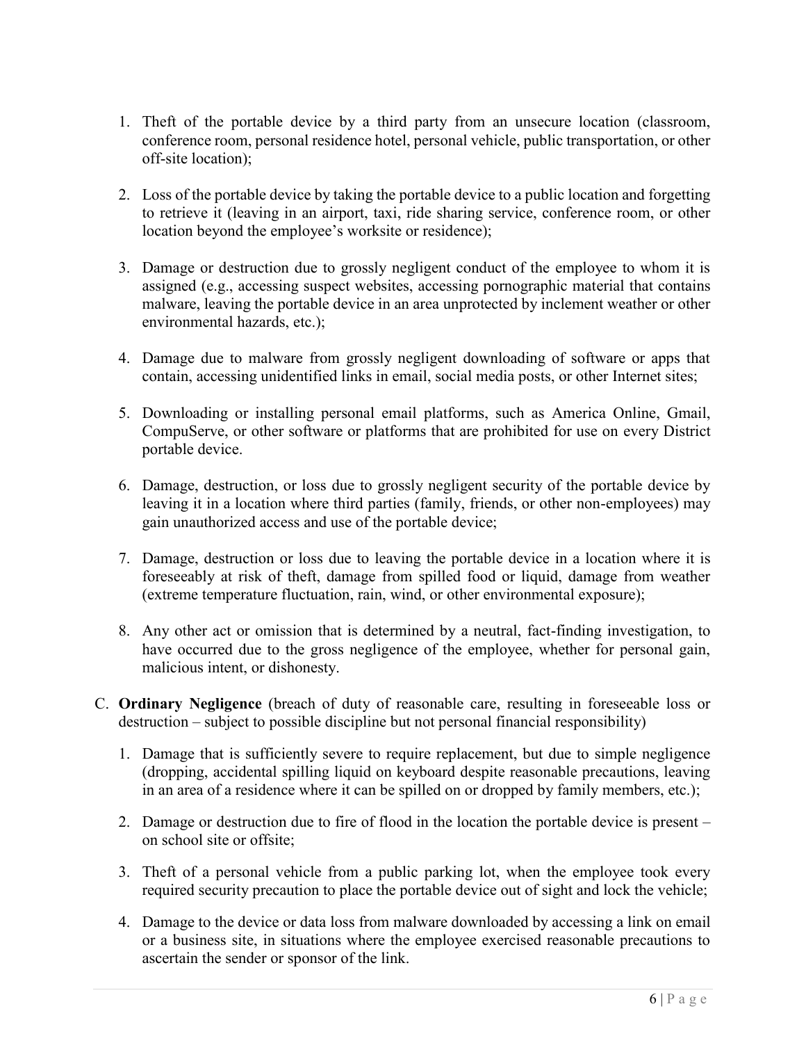1. Theft of the portable device by a third party from an unsecure location (classroom, conference room, personal residence hotel, personal vehicle, public transportation, or other off-site location);

2. Loss of the portable device by taking the portable device to a public location and forgetting to retrieve it (leaving in an airport, taxi, ride sharing service, conference room, or other location beyond the employee's worksite or residence);

3. Damage or destruction due to grossly negligent conduct of the employee to whom it is assigned (e.g., accessing suspect websites, accessing pornographic material that contains malware, leaving the portable device in an area unprotected by inclement weather or other environmental hazards, etc.);

4. Damage due to malware from grossly negligent downloading of software or apps that contain, accessing unidentified links in email, social media posts, or other Internet sites;

5. Downloading or installing personal email platforms, such as America Online, Gmail, CompuServe, or other software or platforms that are prohibited for use on every District portable device.

6. Damage, destruction, or loss due to grossly negligent security of the portable device by leaving it in a location where third parties (family, friends, or other non-employees) may gain unauthorized access and use of the portable device;

7. Damage, destruction or loss due to leaving the portable device in a location where it is foreseeably at risk of theft, damage from spilled food or liquid, damage from weather (extreme temperature fluctuation, rain, wind, or other environmental exposure);

8. Any other act or omission that is determined by a neutral, fact-finding investigation, to have occurred due to the gross negligence of the employee, whether for personal gain, malicious intent, or dishonesty.

C. **Ordinary Negligence** (breach of duty of reasonable care, resulting in foreseeable loss or destruction – subject to possible discipline but not personal financial responsibility)

   1. Damage that is sufficiently severe to require replacement, but due to simple negligence (dropping, accidental spilling liquid on keyboard despite reasonable precautions, leaving in an area of a residence where it can be spilled on or dropped by family members, etc.);

   2. Damage or destruction due to fire of flood in the location the portable device is present – on school site or offsite;

   3. Theft of a personal vehicle from a public parking lot, when the employee took every required security precaution to place the portable device out of sight and lock the vehicle;

   4. Damage to the device or data loss from malware downloaded by accessing a link on email or a business site, in situations where the employee exercised reasonable precautions to ascertain the sender or sponsor of the link.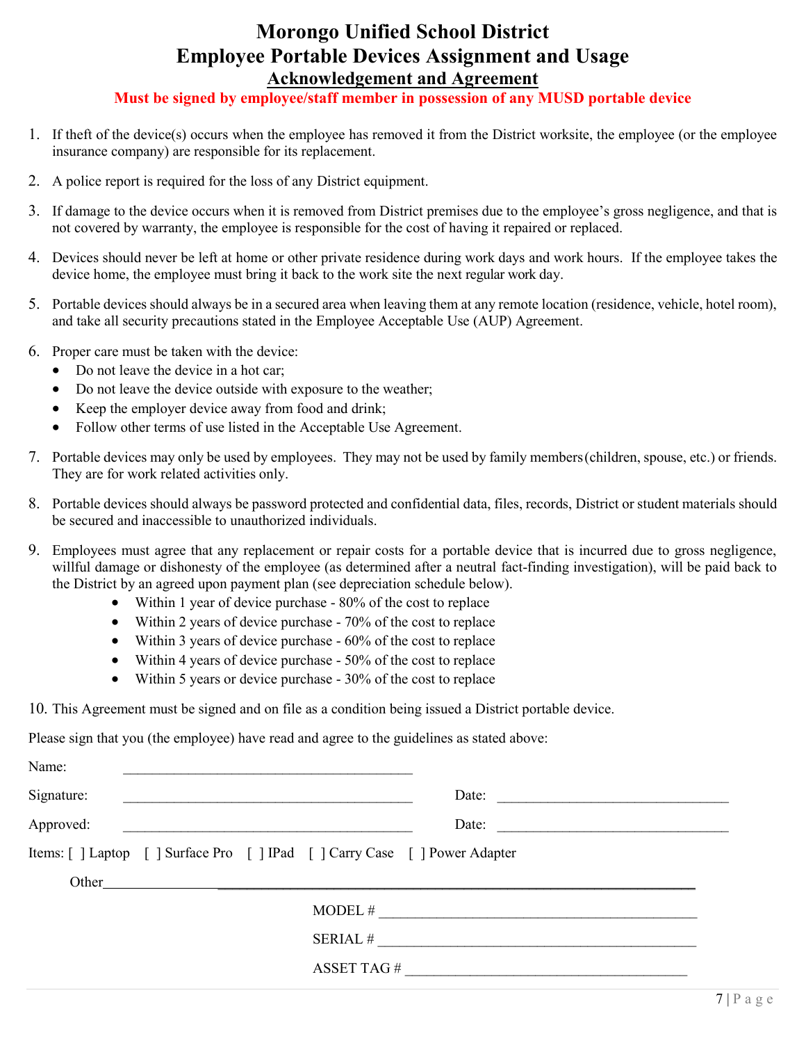# Morongo Unified School District
# Employee Portable Devices Assignment and Usage
## Acknowledgement and Agreement

**Must be signed by employee/staff member in possession of any MUSD portable device**

1. If theft of the device(s) occurs when the employee has removed it from the District worksite, the employee (or the employee insurance company) are responsible for its replacement.

2. A police report is required for the loss of any District equipment.

3. If damage to the device occurs when it is removed from District premises due to the employee's gross negligence, and that is not covered by warranty, the employee is responsible for the cost of having it repaired or replaced.

4. Devices should never be left at home or other private residence during work days and work hours. If the employee takes the device home, the employee must bring it back to the work site the next regular work day.

5. Portable devices should always be in a secured area when leaving them at any remote location (residence, vehicle, hotel room), and take all security precautions stated in the Employee Acceptable Use (AUP) Agreement.

6. Proper care must be taken with the device:
   - Do not leave the device in a hot car;
   - Do not leave the device outside with exposure to the weather;
   - Keep the employer device away from food and drink;
   - Follow other terms of use listed in the Acceptable Use Agreement.

7. Portable devices may only be used by employees. They may not be used by family members (children, spouse, etc.) or friends. They are for work related activities only.

8. Portable devices should always be password protected and confidential data, files, records, District or student materials should be secured and inaccessible to unauthorized individuals.

9. Employees must agree that any replacement or repair costs for a portable device that is incurred due to gross negligence, willful damage or dishonesty of the employee (as determined after a neutral fact-finding investigation), will be paid back to the District by an agreed upon payment plan (see depreciation schedule below).
   - Within 1 year of device purchase - 80% of the cost to replace
   - Within 2 years of device purchase - 70% of the cost to replace
   - Within 3 years of device purchase - 60% of the cost to replace
   - Within 4 years of device purchase - 50% of the cost to replace
   - Within 5 years or device purchase - 30% of the cost to replace

10. This Agreement must be signed and on file as a condition being issued a District portable device.

Please sign that you (the employee) have read and agree to the guidelines as stated above:

Name: ________________________________________

Signature: ________________________________________ Date: ________________________________

Approved: ________________________________________ Date: ________________________________

Items: [ ] Laptop [ ] Surface Pro [ ] IPad [ ] Carry Case [ ] Power Adapter

Other________________________________________________________________________________

MODEL # ____________________________________________

SERIAL # ____________________________________________

ASSET TAG # _______________________________________